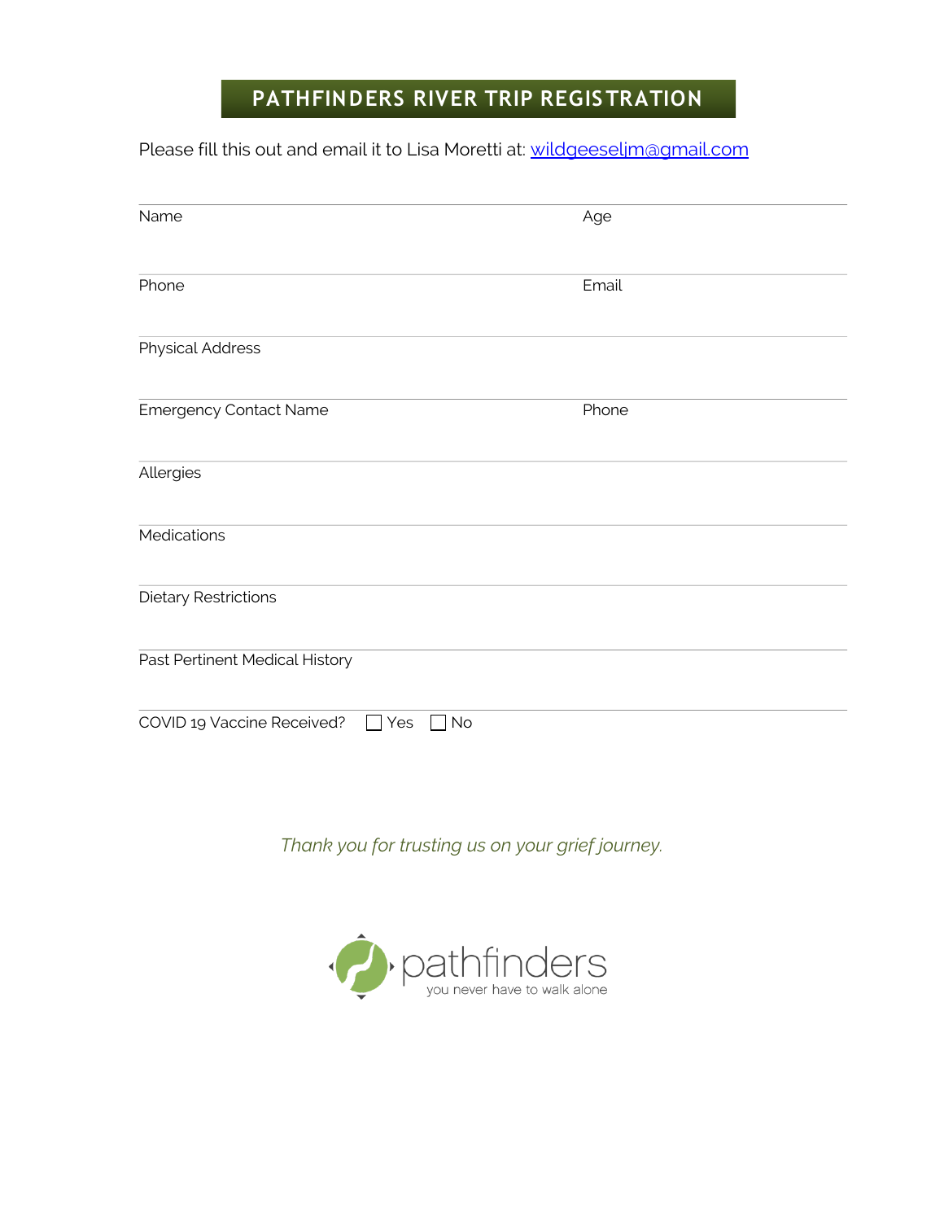# PATHFINDERS RIVER TRIP REGISTRATION

Please fill this out and email it to Lisa Moretti at: [wildgeeseljm@gmail.com](mailto:wildgeeseljm@gmail.com)

| Name | Age |
|---|---|
| | |

| Phone | Email |
|---|---|
| | |

Physical Address

| Emergency Contact Name | Phone |
|---|---|
| | |

Allergies

Medications

Dietary Restrictions

Past Pertinent Medical History

COVID 19 Vaccine Received? ☐ Yes ☐ No

*Thank you for trusting us on your grief journey.*

pathfinders
you never have to walk alone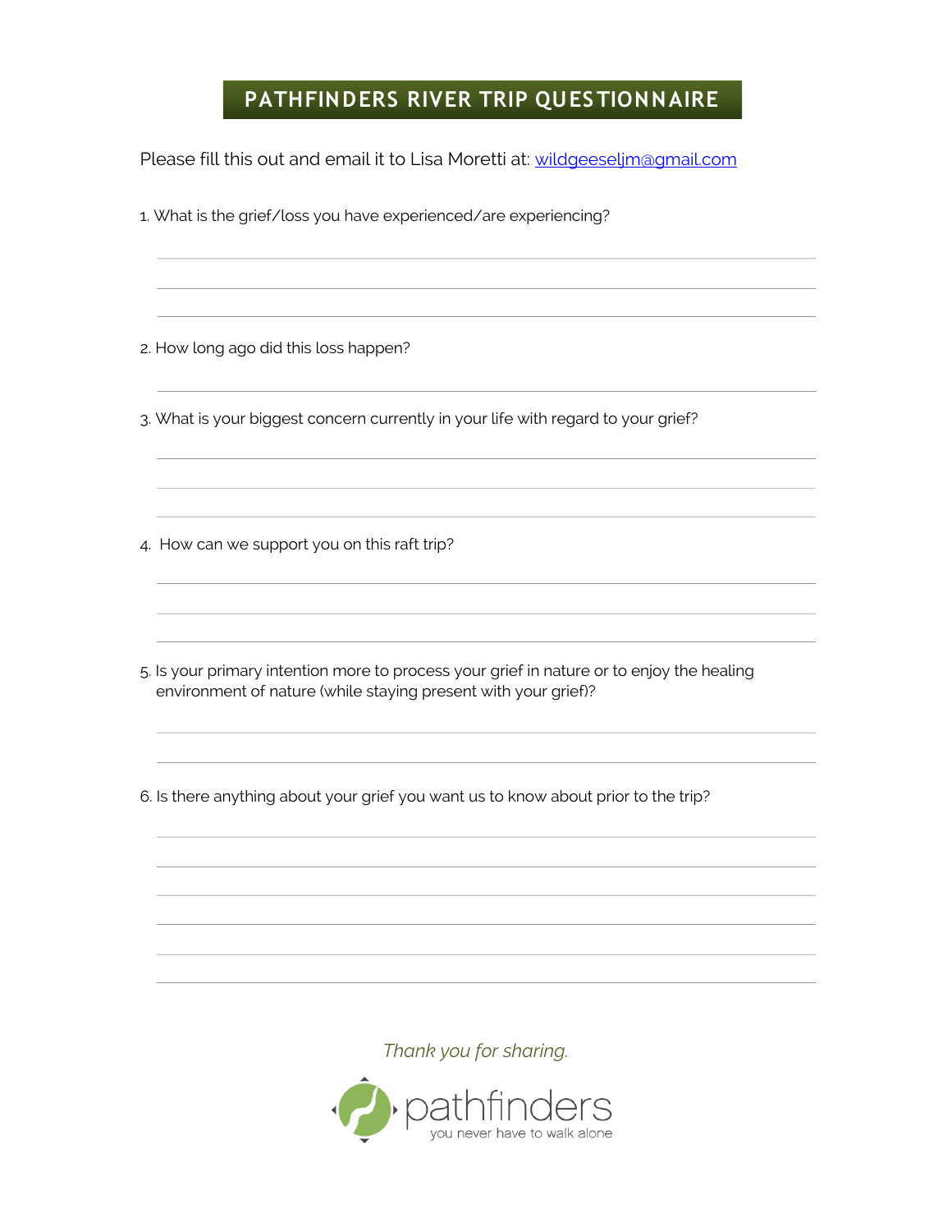# PATHFINDERS RIVER TRIP QUESTIONNAIRE

Please fill this out and email it to Lisa Moretti at: wildgeeseljm@gmail.com

1. What is the grief/loss you have experienced/are experiencing?

2. How long ago did this loss happen?

3. What is your biggest concern currently in your life with regard to your grief?

4. How can we support you on this raft trip?

5. Is your primary intention more to process your grief in nature or to enjoy the healing environment of nature (while staying present with your grief)?

6. Is there anything about your grief you want us to know about prior to the trip?

*Thank you for sharing.*

pathfinders
you never have to walk alone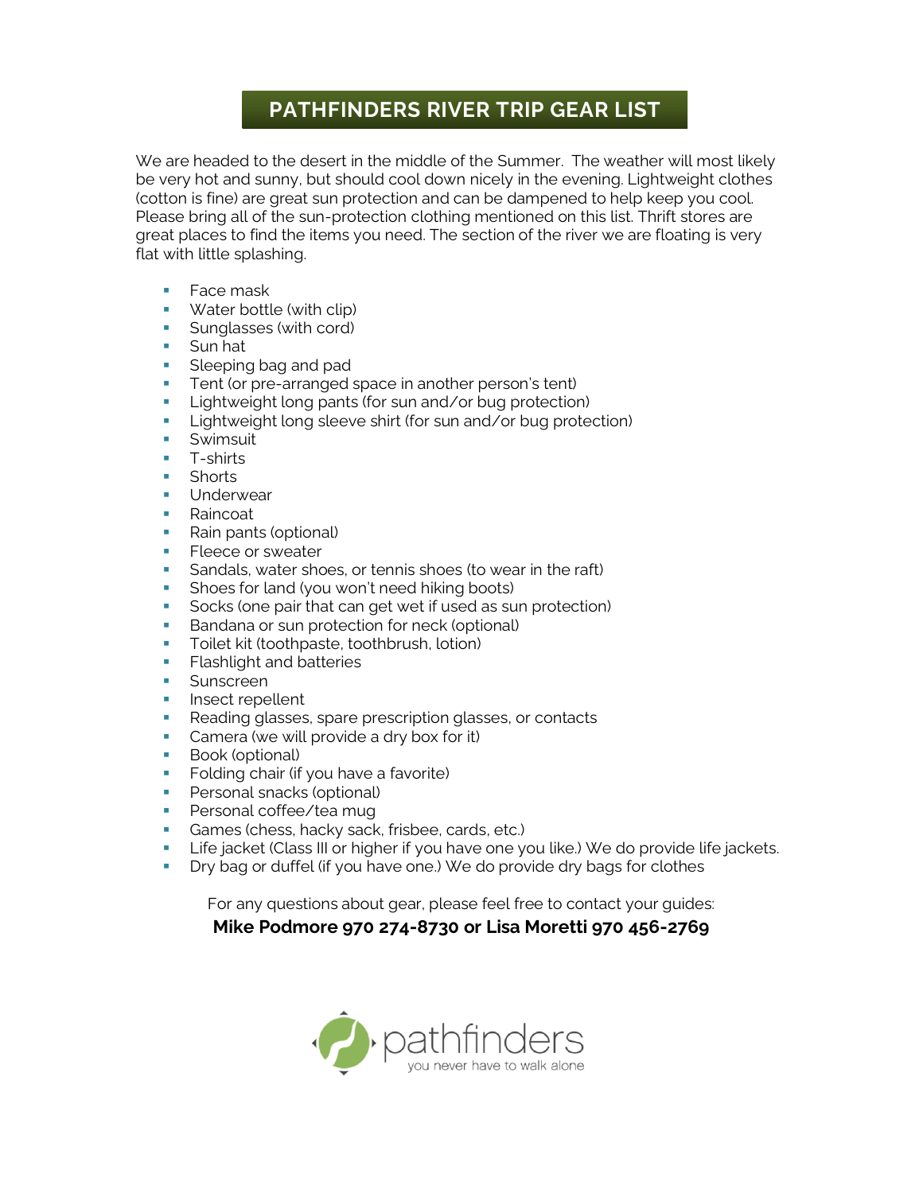# PATHFINDERS RIVER TRIP GEAR LIST

We are headed to the desert in the middle of the Summer. The weather will most likely be very hot and sunny, but should cool down nicely in the evening. Lightweight clothes (cotton is fine) are great sun protection and can be dampened to help keep you cool. Please bring all of the sun-protection clothing mentioned on this list. Thrift stores are great places to find the items you need. The section of the river we are floating is very flat with little splashing.

- Face mask
- Water bottle (with clip)
- Sunglasses (with cord)
- Sun hat
- Sleeping bag and pad
- Tent (or pre-arranged space in another person's tent)
- Lightweight long pants (for sun and/or bug protection)
- Lightweight long sleeve shirt (for sun and/or bug protection)
- Swimsuit
- T-shirts
- Shorts
- Underwear
- Raincoat
- Rain pants (optional)
- Fleece or sweater
- Sandals, water shoes, or tennis shoes (to wear in the raft)
- Shoes for land (you won't need hiking boots)
- Socks (one pair that can get wet if used as sun protection)
- Bandana or sun protection for neck (optional)
- Toilet kit (toothpaste, toothbrush, lotion)
- Flashlight and batteries
- Sunscreen
- Insect repellent
- Reading glasses, spare prescription glasses, or contacts
- Camera (we will provide a dry box for it)
- Book (optional)
- Folding chair (if you have a favorite)
- Personal snacks (optional)
- Personal coffee/tea mug
- Games (chess, hacky sack, frisbee, cards, etc.)
- Life jacket (Class III or higher if you have one you like.) We do provide life jackets.
- Dry bag or duffel (if you have one.) We do provide dry bags for clothes

For any questions about gear, please feel free to contact your guides:

**Mike Podmore 970 274-8730 or Lisa Moretti 970 456-2769**

pathfinders
you never have to walk alone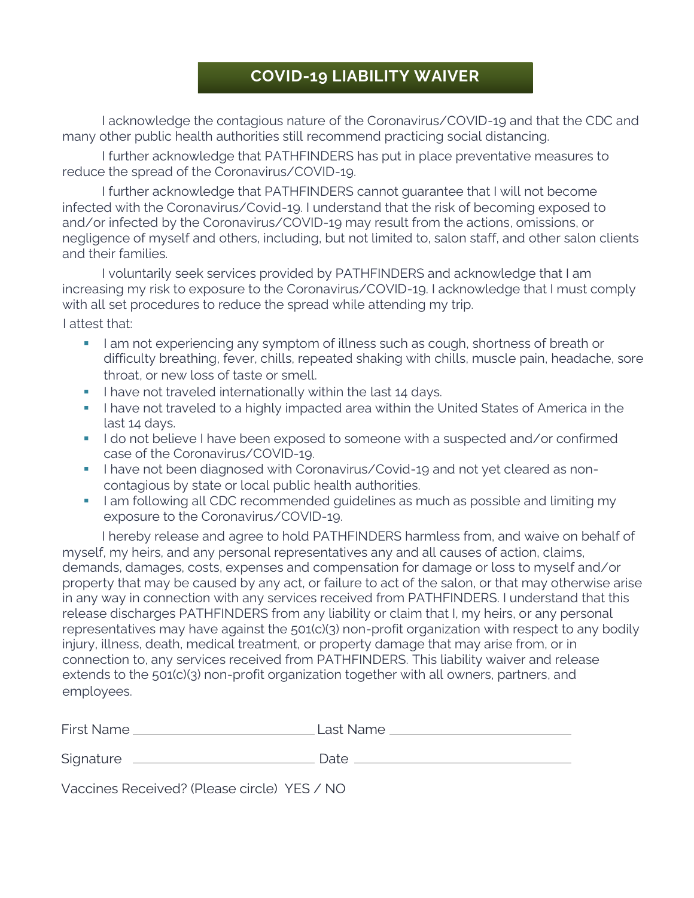# COVID-19 LIABILITY WAIVER

I acknowledge the contagious nature of the Coronavirus/COVID-19 and that the CDC and many other public health authorities still recommend practicing social distancing.

I further acknowledge that PATHFINDERS has put in place preventative measures to reduce the spread of the Coronavirus/COVID-19.

I further acknowledge that PATHFINDERS cannot guarantee that I will not become infected with the Coronavirus/Covid-19. I understand that the risk of becoming exposed to and/or infected by the Coronavirus/COVID-19 may result from the actions, omissions, or negligence of myself and others, including, but not limited to, salon staff, and other salon clients and their families.

I voluntarily seek services provided by PATHFINDERS and acknowledge that I am increasing my risk to exposure to the Coronavirus/COVID-19. I acknowledge that I must comply with all set procedures to reduce the spread while attending my trip.

I attest that:

- I am not experiencing any symptom of illness such as cough, shortness of breath or difficulty breathing, fever, chills, repeated shaking with chills, muscle pain, headache, sore throat, or new loss of taste or smell.
- I have not traveled internationally within the last 14 days.
- I have not traveled to a highly impacted area within the United States of America in the last 14 days.
- I do not believe I have been exposed to someone with a suspected and/or confirmed case of the Coronavirus/COVID-19.
- I have not been diagnosed with Coronavirus/Covid-19 and not yet cleared as non-contagious by state or local public health authorities.
- I am following all CDC recommended guidelines as much as possible and limiting my exposure to the Coronavirus/COVID-19.

I hereby release and agree to hold PATHFINDERS harmless from, and waive on behalf of myself, my heirs, and any personal representatives any and all causes of action, claims, demands, damages, costs, expenses and compensation for damage or loss to myself and/or property that may be caused by any act, or failure to act of the salon, or that may otherwise arise in any way in connection with any services received from PATHFINDERS. I understand that this release discharges PATHFINDERS from any liability or claim that I, my heirs, or any personal representatives may have against the 501(c)(3) non-profit organization with respect to any bodily injury, illness, death, medical treatment, or property damage that may arise from, or in connection to, any services received from PATHFINDERS. This liability waiver and release extends to the 501(c)(3) non-profit organization together with all owners, partners, and employees.

First Name ______________________ Last Name ______________________

Signature ______________________ Date ______________________

Vaccines Received? (Please circle) YES / NO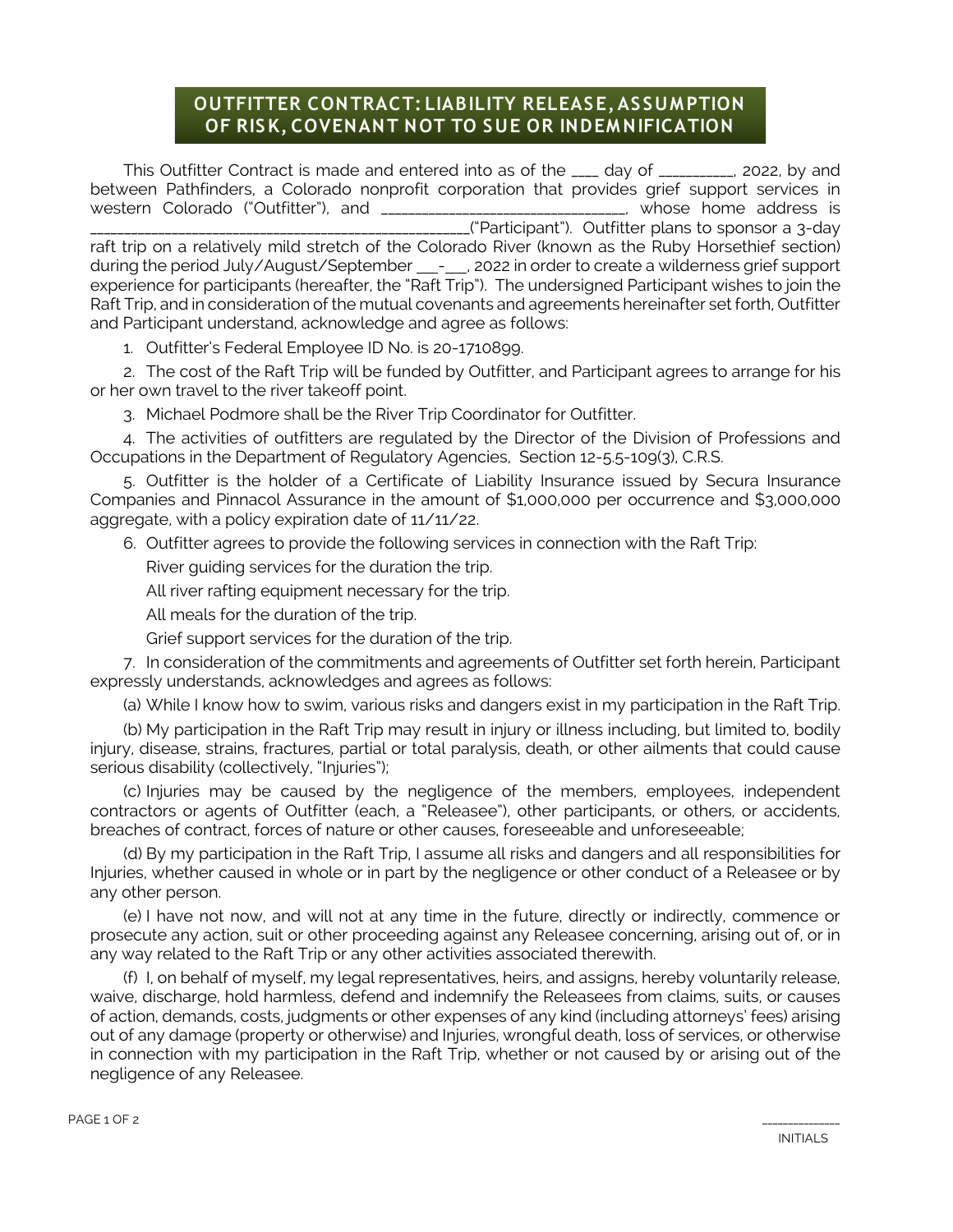# OUTFITTER CONTRACT: LIABILITY RELEASE, ASSUMPTION OF RISK, COVENANT NOT TO SUE OR INDEMNIFICATION

This Outfitter Contract is made and entered into as of the ____ day of __________, 2022, by and between Pathfinders, a Colorado nonprofit corporation that provides grief support services in western Colorado ("Outfitter"), and _________________________________, whose home address is ___________________________________________________("Participant"). Outfitter plans to sponsor a 3-day raft trip on a relatively mild stretch of the Colorado River (known as the Ruby Horsethief section) during the period July/August/September ___-___, 2022 in order to create a wilderness grief support experience for participants (hereafter, the "Raft Trip"). The undersigned Participant wishes to join the Raft Trip, and in consideration of the mutual covenants and agreements hereinafter set forth, Outfitter and Participant understand, acknowledge and agree as follows:

1. Outfitter's Federal Employee ID No. is 20-1710899.

2. The cost of the Raft Trip will be funded by Outfitter, and Participant agrees to arrange for his or her own travel to the river takeoff point.

3. Michael Podmore shall be the River Trip Coordinator for Outfitter.

4. The activities of outfitters are regulated by the Director of the Division of Professions and Occupations in the Department of Regulatory Agencies, Section 12-5.5-109(3), C.R.S.

5. Outfitter is the holder of a Certificate of Liability Insurance issued by Secura Insurance Companies and Pinnacol Assurance in the amount of $1,000,000 per occurrence and $3,000,000 aggregate, with a policy expiration date of 11/11/22.

6. Outfitter agrees to provide the following services in connection with the Raft Trip:

   River guiding services for the duration the trip.

   All river rafting equipment necessary for the trip.

   All meals for the duration of the trip.

   Grief support services for the duration of the trip.

7. In consideration of the commitments and agreements of Outfitter set forth herein, Participant expressly understands, acknowledges and agrees as follows:

(a) While I know how to swim, various risks and dangers exist in my participation in the Raft Trip.

(b) My participation in the Raft Trip may result in injury or illness including, but limited to, bodily injury, disease, strains, fractures, partial or total paralysis, death, or other ailments that could cause serious disability (collectively, "Injuries");

(c) Injuries may be caused by the negligence of the members, employees, independent contractors or agents of Outfitter (each, a "Releasee"), other participants, or others, or accidents, breaches of contract, forces of nature or other causes, foreseeable and unforeseeable;

(d) By my participation in the Raft Trip, I assume all risks and dangers and all responsibilities for Injuries, whether caused in whole or in part by the negligence or other conduct of a Releasee or by any other person.

(e) I have not now, and will not at any time in the future, directly or indirectly, commence or prosecute any action, suit or other proceeding against any Releasee concerning, arising out of, or in any way related to the Raft Trip or any other activities associated therewith.

(f) I, on behalf of myself, my legal representatives, heirs, and assigns, hereby voluntarily release, waive, discharge, hold harmless, defend and indemnify the Releasees from claims, suits, or causes of action, demands, costs, judgments or other expenses of any kind (including attorneys' fees) arising out of any damage (property or otherwise) and Injuries, wrongful death, loss of services, or otherwise in connection with my participation in the Raft Trip, whether or not caused by or arising out of the negligence of any Releasee.

_____________
INITIALS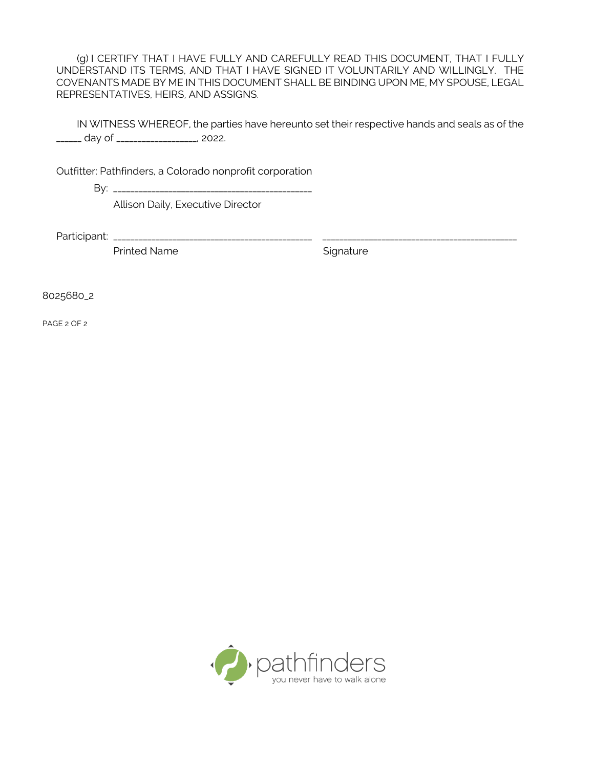(g) I CERTIFY THAT I HAVE FULLY AND CAREFULLY READ THIS DOCUMENT, THAT I FULLY UNDERSTAND ITS TERMS, AND THAT I HAVE SIGNED IT VOLUNTARILY AND WILLINGLY. THE COVENANTS MADE BY ME IN THIS DOCUMENT SHALL BE BINDING UPON ME, MY SPOUSE, LEGAL REPRESENTATIVES, HEIRS, AND ASSIGNS.

IN WITNESS WHEREOF, the parties have hereunto set their respective hands and seals as of the ______ day of __________________, 2022.

Outfitter: Pathfinders, a Colorado nonprofit corporation

By: ____________________________________________

Allison Daily, Executive Director

Participant: ____________________________________________ ____________________________________________

Printed Name Signature

8025680_2

pathfinders
you never have to walk alone